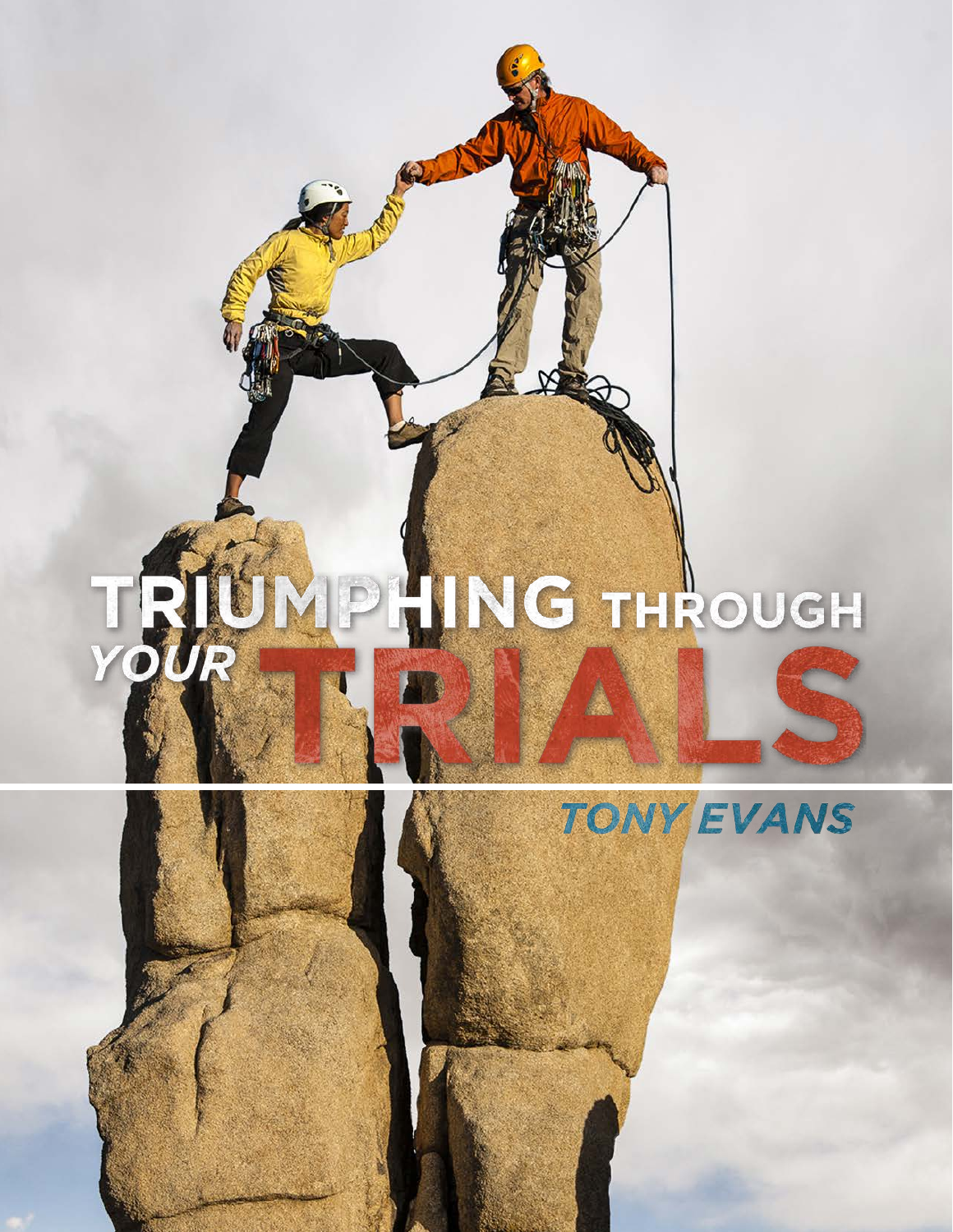# TRIUMPHING THROUGH YOUR TRIALS

TONY EVANS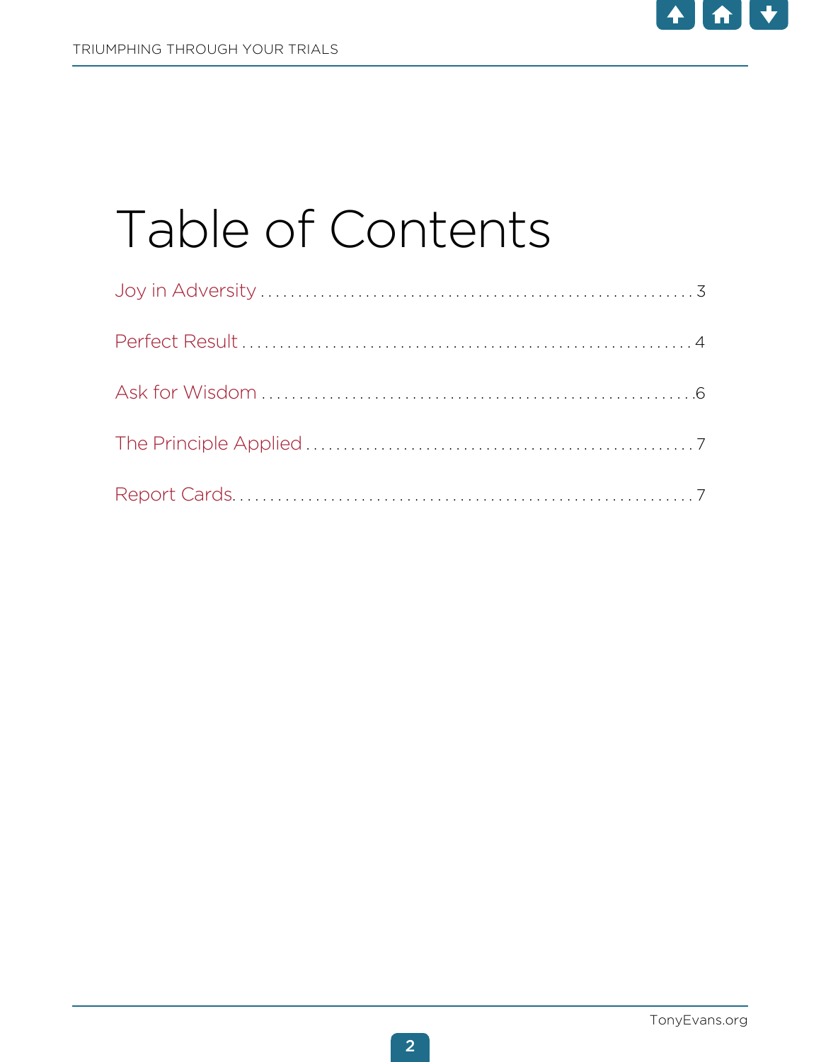# Table of Contents

Joy in Adversity ........................................................ 3

Perfect Result ........................................................ 4

Ask for Wisdom ........................................................ 6

The Principle Applied ................................................ 7

Report Cards............................................................ 7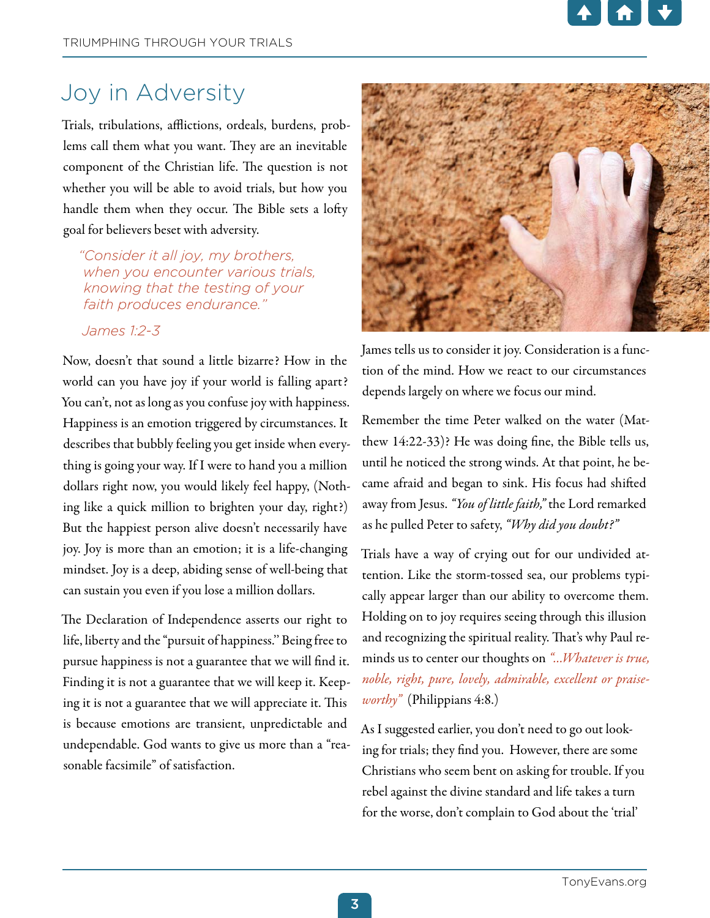# Joy in Adversity

Trials, tribulations, afflictions, ordeals, burdens, problems call them what you want. They are an inevitable component of the Christian life. The question is not whether you will be able to avoid trials, but how you handle them when they occur. The Bible sets a lofty goal for believers beset with adversity.

> *"Consider it all joy, my brothers, when you encounter various trials, knowing that the testing of your faith produces endurance."*
>
> *James 1:2-3*

Now, doesn't that sound a little bizarre? How in the world can you have joy if your world is falling apart? You can't, not as long as you confuse joy with happiness. Happiness is an emotion triggered by circumstances. It describes that bubbly feeling you get inside when everything is going your way. If I were to hand you a million dollars right now, you would likely feel happy, (Nothing like a quick million to brighten your day, right?) But the happiest person alive doesn't necessarily have joy. Joy is more than an emotion; it is a life-changing mindset. Joy is a deep, abiding sense of well-being that can sustain you even if you lose a million dollars.

The Declaration of Independence asserts our right to life, liberty and the "pursuit of happiness." Being free to pursue happiness is not a guarantee that we will find it. Finding it is not a guarantee that we will keep it. Keeping it is not a guarantee that we will appreciate it. This is because emotions are transient, unpredictable and undependable. God wants to give us more than a "reasonable facsimile" of satisfaction.

James tells us to consider it joy. Consideration is a function of the mind. How we react to our circumstances depends largely on where we focus our mind.

Remember the time Peter walked on the water (Matthew 14:22-33)? He was doing fine, the Bible tells us, until he noticed the strong winds. At that point, he became afraid and began to sink. His focus had shifted away from Jesus. *"You of little faith,"* the Lord remarked as he pulled Peter to safety, *"Why did you doubt?"*

Trials have a way of crying out for our undivided attention. Like the storm-tossed sea, our problems typically appear larger than our ability to overcome them. Holding on to joy requires seeing through this illusion and recognizing the spiritual reality. That's why Paul reminds us to center our thoughts on *"...Whatever is true, noble, right, pure, lovely, admirable, excellent or praiseworthy"* (Philippians 4:8.)

As I suggested earlier, you don't need to go out looking for trials; they find you. However, there are some Christians who seem bent on asking for trouble. If you rebel against the divine standard and life takes a turn for the worse, don't complain to God about the 'trial'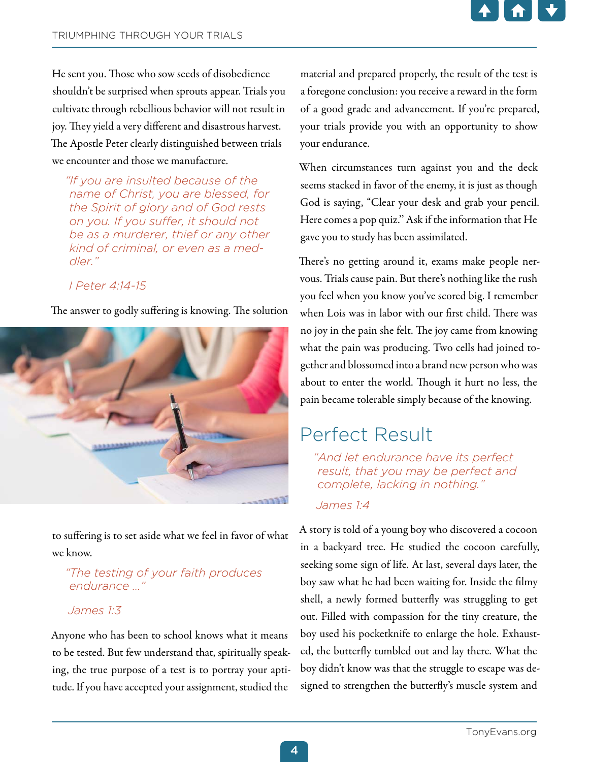He sent you. Those who sow seeds of disobedience shouldn't be surprised when sprouts appear. Trials you cultivate through rebellious behavior will not result in joy. They yield a very different and disastrous harvest. The Apostle Peter clearly distinguished between trials we encounter and those we manufacture.

> *"If you are insulted because of the name of Christ, you are blessed, for the Spirit of glory and of God rests on you. If you suffer, it should not be as a murderer, thief or any other kind of criminal, or even as a meddler."*
>
> *I Peter 4:14-15*

The answer to godly suffering is knowing. The solution to suffering is to set aside what we feel in favor of what we know.

> *"The testing of your faith produces endurance ..."*
>
> *James 1:3*

Anyone who has been to school knows what it means to be tested. But few understand that, spiritually speaking, the true purpose of a test is to portray your aptitude. If you have accepted your assignment, studied the material and prepared properly, the result of the test is a foregone conclusion: you receive a reward in the form of a good grade and advancement. If you're prepared, your trials provide you with an opportunity to show your endurance.

When circumstances turn against you and the deck seems stacked in favor of the enemy, it is just as though God is saying, "Clear your desk and grab your pencil. Here comes a pop quiz." Ask if the information that He gave you to study has been assimilated.

There's no getting around it, exams make people nervous. Trials cause pain. But there's nothing like the rush you feel when you know you've scored big. I remember when Lois was in labor with our first child. There was no joy in the pain she felt. The joy came from knowing what the pain was producing. Two cells had joined together and blossomed into a brand new person who was about to enter the world. Though it hurt no less, the pain became tolerable simply because of the knowing.

## Perfect Result

> *"And let endurance have its perfect result, that you may be perfect and complete, lacking in nothing."*
>
> *James 1:4*

A story is told of a young boy who discovered a cocoon in a backyard tree. He studied the cocoon carefully, seeking some sign of life. At last, several days later, the boy saw what he had been waiting for. Inside the filmy shell, a newly formed butterfly was struggling to get out. Filled with compassion for the tiny creature, the boy used his pocketknife to enlarge the hole. Exhausted, the butterfly tumbled out and lay there. What the boy didn't know was that the struggle to escape was designed to strengthen the butterfly's muscle system and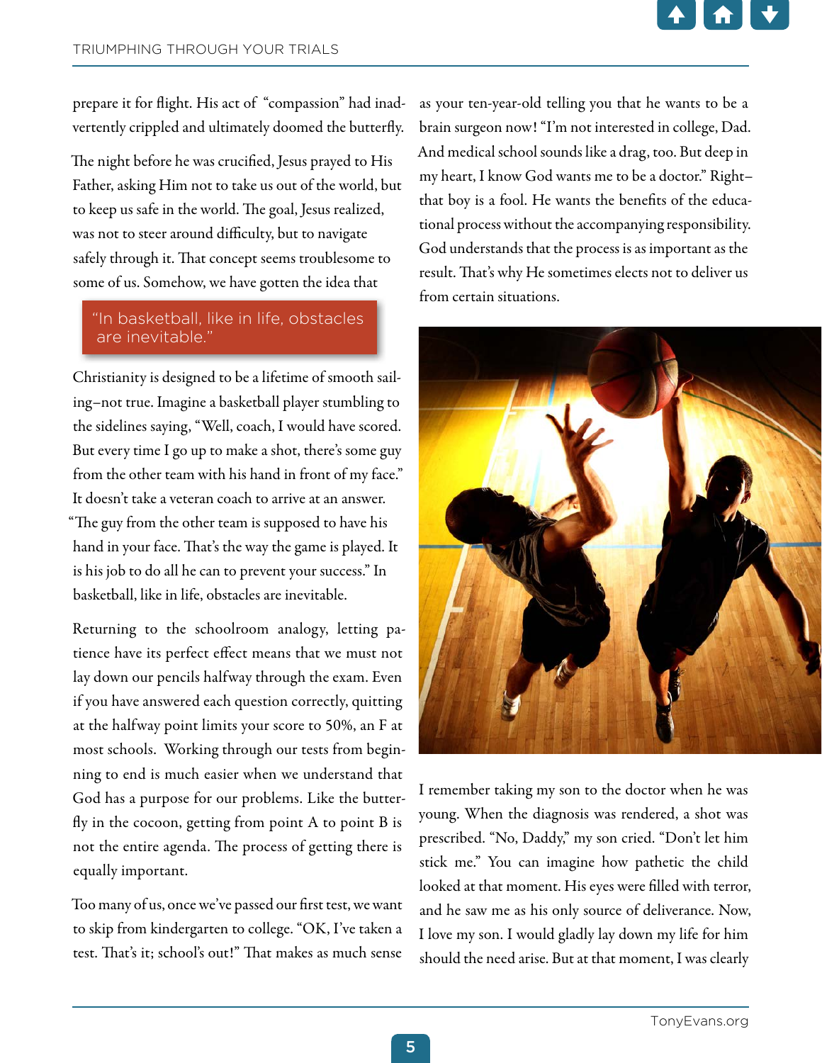prepare it for flight. His act of "compassion" had inadvertently crippled and ultimately doomed the butterfly.

The night before he was crucified, Jesus prayed to His Father, asking Him not to take us out of the world, but to keep us safe in the world. The goal, Jesus realized, was not to steer around difficulty, but to navigate safely through it. That concept seems troublesome to some of us. Somehow, we have gotten the idea that Christianity is designed to be a lifetime of smooth sailing–not true. Imagine a basketball player stumbling to the sidelines saying, "Well, coach, I would have scored. But every time I go up to make a shot, there's some guy from the other team with his hand in front of my face." It doesn't take a veteran coach to arrive at an answer. "The guy from the other team is supposed to have his hand in your face. That's the way the game is played. It is his job to do all he can to prevent your success." In basketball, like in life, obstacles are inevitable.

> "In basketball, like in life, obstacles are inevitable."

Returning to the schoolroom analogy, letting patience have its perfect effect means that we must not lay down our pencils halfway through the exam. Even if you have answered each question correctly, quitting at the halfway point limits your score to 50%, an F at most schools. Working through our tests from beginning to end is much easier when we understand that God has a purpose for our problems. Like the butterfly in the cocoon, getting from point A to point B is not the entire agenda. The process of getting there is equally important.

Too many of us, once we've passed our first test, we want to skip from kindergarten to college. "OK, I've taken a test. That's it; school's out!" That makes as much sense as your ten-year-old telling you that he wants to be a brain surgeon now! "I'm not interested in college, Dad. And medical school sounds like a drag, too. But deep in my heart, I know God wants me to be a doctor." Right–that boy is a fool. He wants the benefits of the educational process without the accompanying responsibility. God understands that the process is as important as the result. That's why He sometimes elects not to deliver us from certain situations.

I remember taking my son to the doctor when he was young. When the diagnosis was rendered, a shot was prescribed. "No, Daddy," my son cried. "Don't let him stick me." You can imagine how pathetic the child looked at that moment. His eyes were filled with terror, and he saw me as his only source of deliverance. Now, I love my son. I would gladly lay down my life for him should the need arise. But at that moment, I was clearly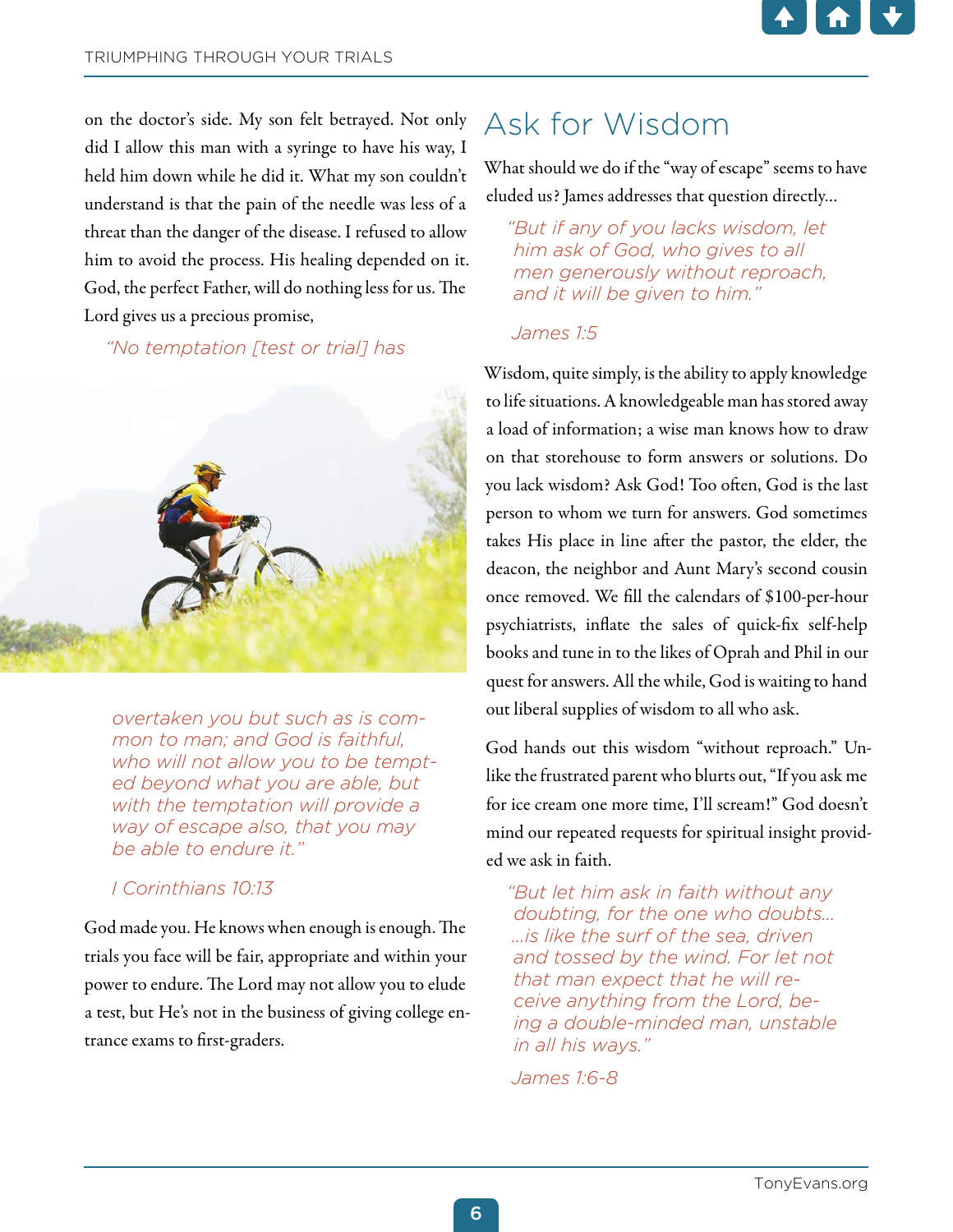on the doctor's side. My son felt betrayed. Not only did I allow this man with a syringe to have his way, I held him down while he did it. What my son couldn't understand is that the pain of the needle was less of a threat than the danger of the disease. I refused to allow him to avoid the process. His healing depended on it. God, the perfect Father, will do nothing less for us. The Lord gives us a precious promise,

> *"No temptation [test or trial] has overtaken you but such as is common to man; and God is faithful, who will not allow you to be tempted beyond what you are able, but with the temptation will provide a way of escape also, that you may be able to endure it."*
>
> *I Corinthians 10:13*

God made you. He knows when enough is enough. The trials you face will be fair, appropriate and within your power to endure. The Lord may not allow you to elude a test, but He's not in the business of giving college entrance exams to first-graders.

## Ask for Wisdom

What should we do if the "way of escape" seems to have eluded us? James addresses that question directly...

> *"But if any of you lacks wisdom, let him ask of God, who gives to all men generously without reproach, and it will be given to him."*
>
> *James 1:5*

Wisdom, quite simply, is the ability to apply knowledge to life situations. A knowledgeable man has stored away a load of information; a wise man knows how to draw on that storehouse to form answers or solutions. Do you lack wisdom? Ask God! Too often, God is the last person to whom we turn for answers. God sometimes takes His place in line after the pastor, the elder, the deacon, the neighbor and Aunt Mary's second cousin once removed. We fill the calendars of $100-per-hour psychiatrists, inflate the sales of quick-fix self-help books and tune in to the likes of Oprah and Phil in our quest for answers. All the while, God is waiting to hand out liberal supplies of wisdom to all who ask.

God hands out this wisdom "without reproach." Unlike the frustrated parent who blurts out, "If you ask me for ice cream one more time, I'll scream!" God doesn't mind our repeated requests for spiritual insight provided we ask in faith.

> *"But let him ask in faith without any doubting, for the one who doubts... ...is like the surf of the sea, driven and tossed by the wind. For let not that man expect that he will receive anything from the Lord, being a double-minded man, unstable in all his ways."*
>
> *James 1:6-8*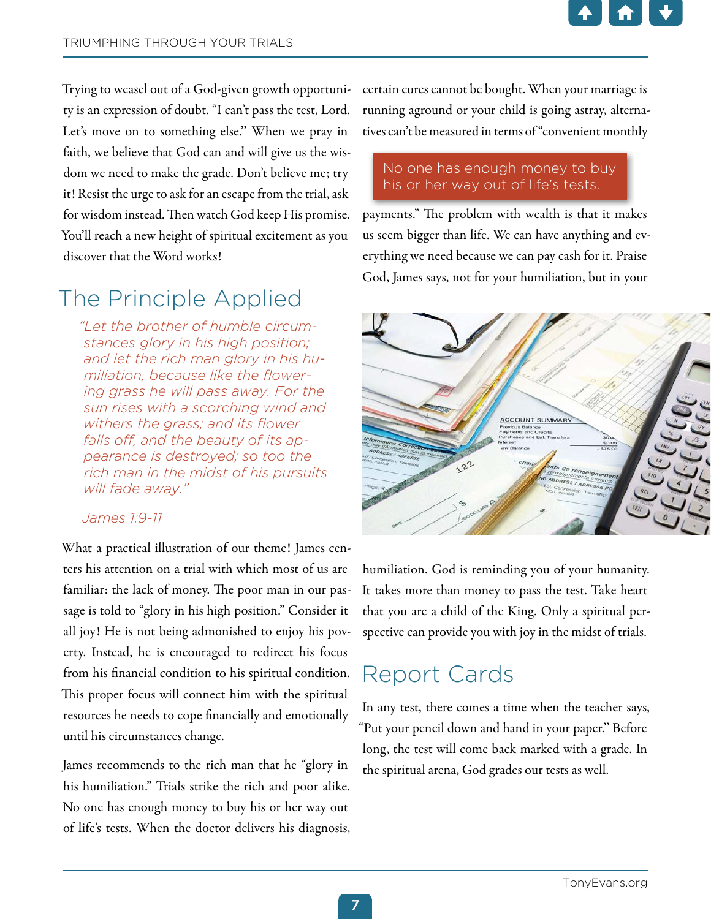Trying to weasel out of a God-given growth opportunity is an expression of doubt. "I can't pass the test, Lord. Let's move on to something else." When we pray in faith, we believe that God can and will give us the wisdom we need to make the grade. Don't believe me; try it! Resist the urge to ask for an escape from the trial, ask for wisdom instead. Then watch God keep His promise. You'll reach a new height of spiritual excitement as you discover that the Word works!

## The Principle Applied

> *"Let the brother of humble circumstances glory in his high position; and let the rich man glory in his humiliation, because like the flowering grass he will pass away. For the sun rises with a scorching wind and withers the grass; and its flower falls off, and the beauty of its appearance is destroyed; so too the rich man in the midst of his pursuits will fade away."*
>
> *James 1:9-11*

What a practical illustration of our theme! James centers his attention on a trial with which most of us are familiar: the lack of money. The poor man in our passage is told to "glory in his high position." Consider it all joy! He is not being admonished to enjoy his poverty. Instead, he is encouraged to redirect his focus from his financial condition to his spiritual condition. This proper focus will connect him with the spiritual resources he needs to cope financially and emotionally until his circumstances change.

James recommends to the rich man that he "glory in his humiliation." Trials strike the rich and poor alike. No one has enough money to buy his or her way out of life's tests. When the doctor delivers his diagnosis, certain cures cannot be bought. When your marriage is running aground or your child is going astray, alternatives can't be measured in terms of "convenient monthly payments." The problem with wealth is that it makes us seem bigger than life. We can have anything and everything we need because we can pay cash for it. Praise God, James says, not for your humiliation, but in your humiliation. God is reminding you of your humanity. It takes more than money to pass the test. Take heart that you are a child of the King. Only a spiritual perspective can provide you with joy in the midst of trials.

> No one has enough money to buy his or her way out of life's tests.

## Report Cards

In any test, there comes a time when the teacher says, "Put your pencil down and hand in your paper." Before long, the test will come back marked with a grade. In the spiritual arena, God grades our tests as well.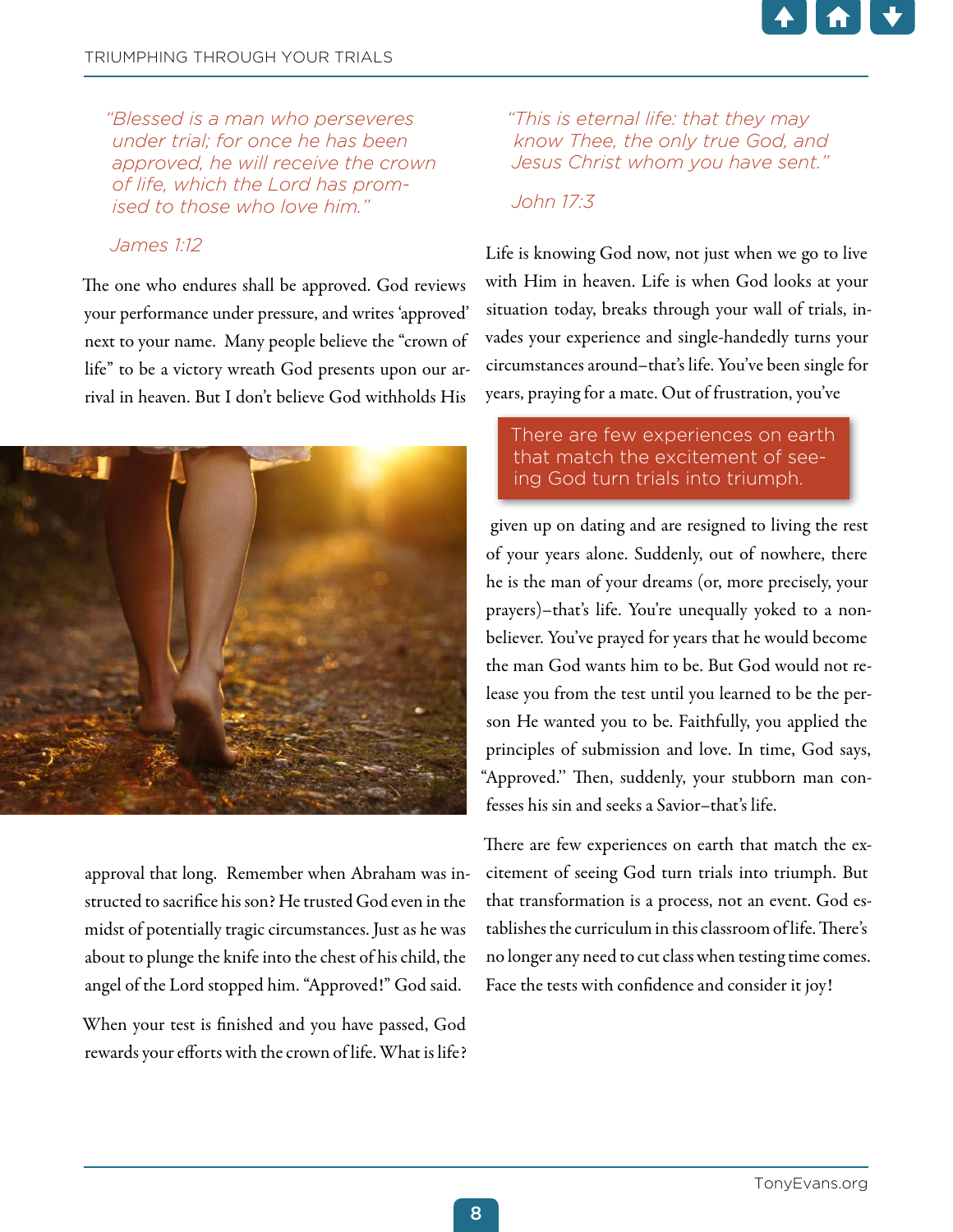> *"Blessed is a man who perseveres under trial; for once he has been approved, he will receive the crown of life, which the Lord has promised to those who love him."*
>
> *James 1:12*

The one who endures shall be approved. God reviews your performance under pressure, and writes 'approved' next to your name. Many people believe the "crown of life" to be a victory wreath God presents upon our arrival in heaven. But I don't believe God withholds His approval that long. Remember when Abraham was instructed to sacrifice his son? He trusted God even in the midst of potentially tragic circumstances. Just as he was about to plunge the knife into the chest of his child, the angel of the Lord stopped him. "Approved!" God said.

When your test is finished and you have passed, God rewards your efforts with the crown of life. What is life?

> *"This is eternal life: that they may know Thee, the only true God, and Jesus Christ whom you have sent."*
>
> *John 17:3*

Life is knowing God now, not just when we go to live with Him in heaven. Life is when God looks at your situation today, breaks through your wall of trials, invades your experience and single-handedly turns your circumstances around–that's life. You've been single for years, praying for a mate. Out of frustration, you've given up on dating and are resigned to living the rest of your years alone. Suddenly, out of nowhere, there he is the man of your dreams (or, more precisely, your prayers)–that's life. You're unequally yoked to a nonbeliever. You've prayed for years that he would become the man God wants him to be. But God would not release you from the test until you learned to be the person He wanted you to be. Faithfully, you applied the principles of submission and love. In time, God says, "Approved." Then, suddenly, your stubborn man confesses his sin and seeks a Savior–that's life.

> There are few experiences on earth that match the excitement of seeing God turn trials into triumph.

There are few experiences on earth that match the excitement of seeing God turn trials into triumph. But that transformation is a process, not an event. God establishes the curriculum in this classroom of life. There's no longer any need to cut class when testing time comes. Face the tests with confidence and consider it joy!